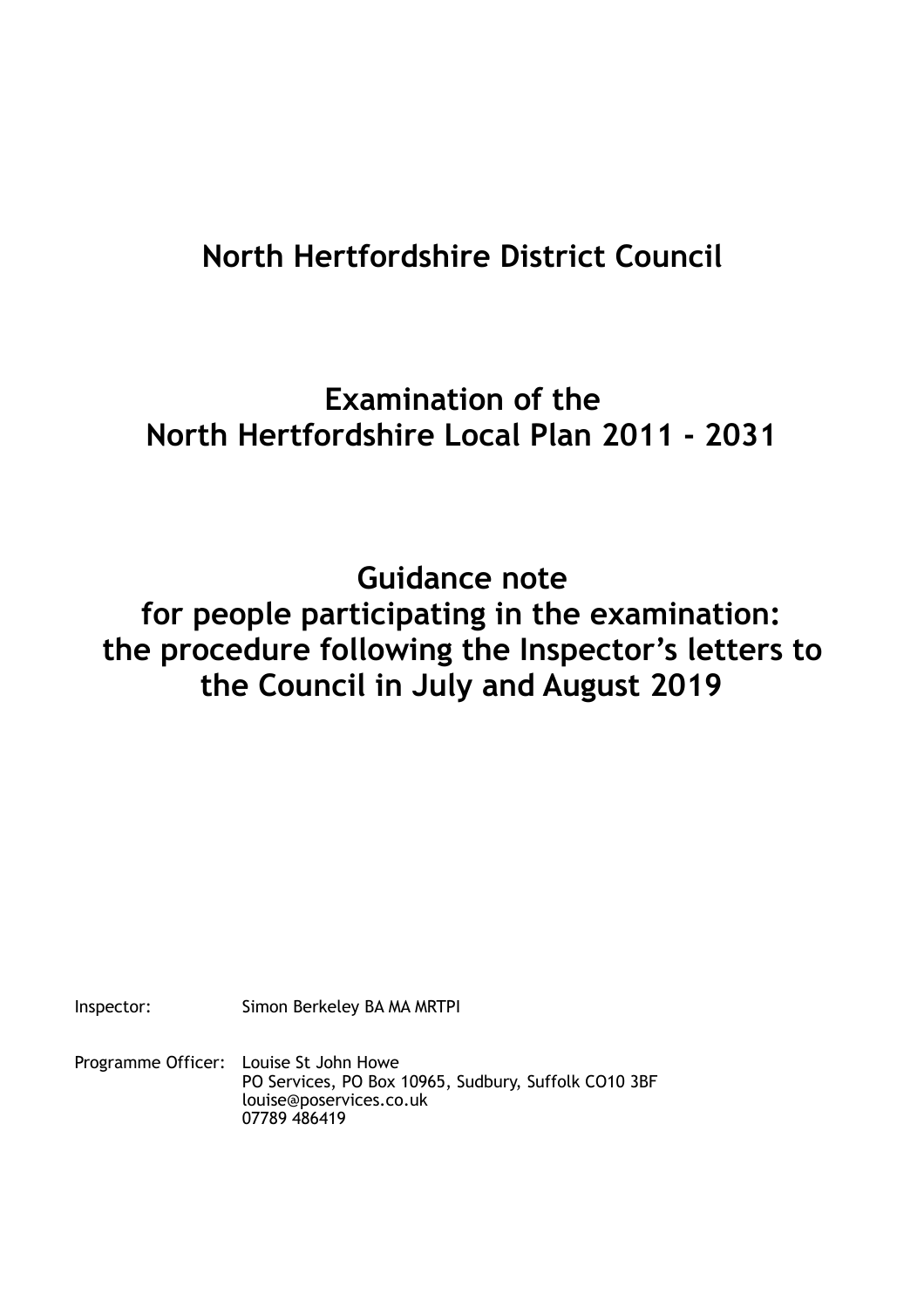# North Hertfordshire District Council

# Examination of the North Hertfordshire Local Plan 2011 - 2031

# Guidance note for people participating in the examination: the procedure following the Inspector's letters to the Council in July and August 2019

Inspector: Simon Berkeley BA MA MRTPI

Programme Officer: Louise St John Howe
PO Services, PO Box 10965, Sudbury, Suffolk CO10 3BF
louise@poservices.co.uk
07789 486419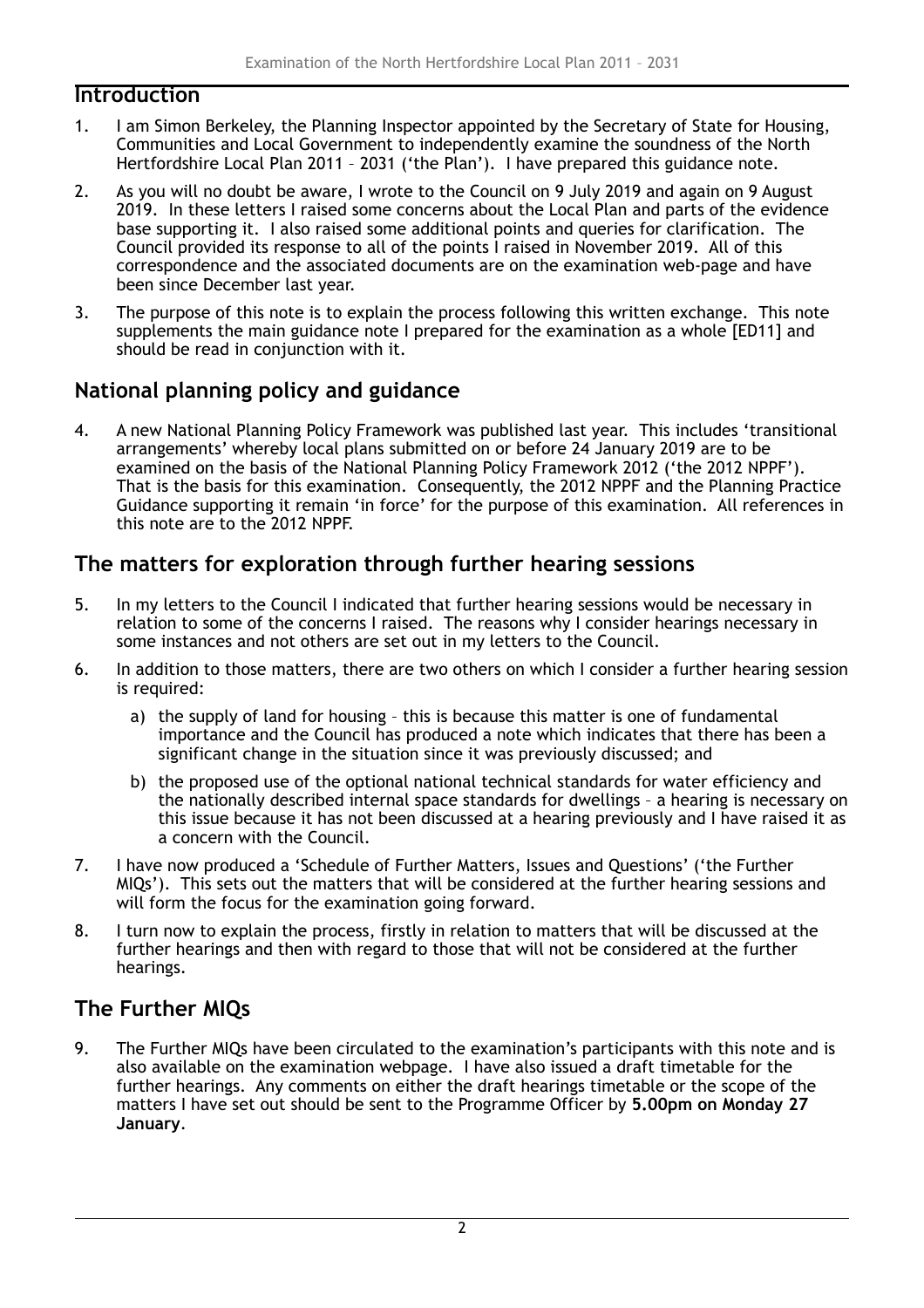## Introduction

1. I am Simon Berkeley, the Planning Inspector appointed by the Secretary of State for Housing, Communities and Local Government to independently examine the soundness of the North Hertfordshire Local Plan 2011 – 2031 ('the Plan'). I have prepared this guidance note.

2. As you will no doubt be aware, I wrote to the Council on 9 July 2019 and again on 9 August 2019. In these letters I raised some concerns about the Local Plan and parts of the evidence base supporting it. I also raised some additional points and queries for clarification. The Council provided its response to all of the points I raised in November 2019. All of this correspondence and the associated documents are on the examination web-page and have been since December last year.

3. The purpose of this note is to explain the process following this written exchange. This note supplements the main guidance note I prepared for the examination as a whole [ED11] and should be read in conjunction with it.

## National planning policy and guidance

4. A new National Planning Policy Framework was published last year. This includes 'transitional arrangements' whereby local plans submitted on or before 24 January 2019 are to be examined on the basis of the National Planning Policy Framework 2012 ('the 2012 NPPF'). That is the basis for this examination. Consequently, the 2012 NPPF and the Planning Practice Guidance supporting it remain 'in force' for the purpose of this examination. All references in this note are to the 2012 NPPF.

## The matters for exploration through further hearing sessions

5. In my letters to the Council I indicated that further hearing sessions would be necessary in relation to some of the concerns I raised. The reasons why I consider hearings necessary in some instances and not others are set out in my letters to the Council.

6. In addition to those matters, there are two others on which I consider a further hearing session is required:

   a) the supply of land for housing – this is because this matter is one of fundamental importance and the Council has produced a note which indicates that there has been a significant change in the situation since it was previously discussed; and

   b) the proposed use of the optional national technical standards for water efficiency and the nationally described internal space standards for dwellings – a hearing is necessary on this issue because it has not been discussed at a hearing previously and I have raised it as a concern with the Council.

7. I have now produced a 'Schedule of Further Matters, Issues and Questions' ('the Further MIQs'). This sets out the matters that will be considered at the further hearing sessions and will form the focus for the examination going forward.

8. I turn now to explain the process, firstly in relation to matters that will be discussed at the further hearings and then with regard to those that will not be considered at the further hearings.

## The Further MIQs

9. The Further MIQs have been circulated to the examination's participants with this note and is also available on the examination webpage. I have also issued a draft timetable for the further hearings. Any comments on either the draft hearings timetable or the scope of the matters I have set out should be sent to the Programme Officer by **5.00pm on Monday 27 January**.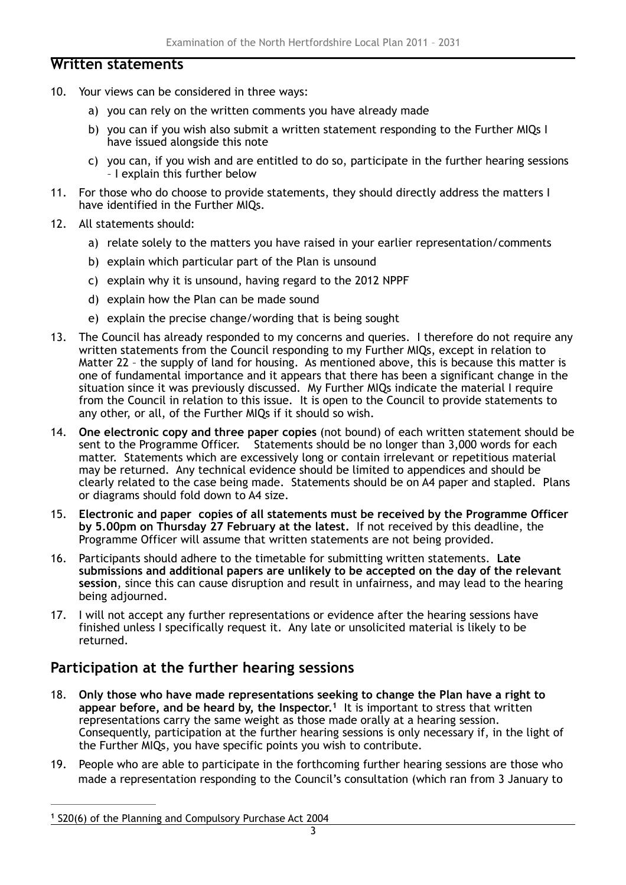## Written statements

10. Your views can be considered in three ways:
    a) you can rely on the written comments you have already made
    b) you can if you wish also submit a written statement responding to the Further MIQs I have issued alongside this note
    c) you can, if you wish and are entitled to do so, participate in the further hearing sessions – I explain this further below
11. For those who do choose to provide statements, they should directly address the matters I have identified in the Further MIQs.
12. All statements should:
    a) relate solely to the matters you have raised in your earlier representation/comments
    b) explain which particular part of the Plan is unsound
    c) explain why it is unsound, having regard to the 2012 NPPF
    d) explain how the Plan can be made sound
    e) explain the precise change/wording that is being sought
13. The Council has already responded to my concerns and queries. I therefore do not require any written statements from the Council responding to my Further MIQs, except in relation to Matter 22 – the supply of land for housing. As mentioned above, this is because this matter is one of fundamental importance and it appears that there has been a significant change in the situation since it was previously discussed. My Further MIQs indicate the material I require from the Council in relation to this issue. It is open to the Council to provide statements to any other, or all, of the Further MIQs if it should so wish.
14. **One electronic copy and three paper copies** (not bound) of each written statement should be sent to the Programme Officer. Statements should be no longer than 3,000 words for each matter. Statements which are excessively long or contain irrelevant or repetitious material may be returned. Any technical evidence should be limited to appendices and should be clearly related to the case being made. Statements should be on A4 paper and stapled. Plans or diagrams should fold down to A4 size.
15. **Electronic and paper copies of all statements must be received by the Programme Officer by 5.00pm on Thursday 27 February at the latest.** If not received by this deadline, the Programme Officer will assume that written statements are not being provided.
16. Participants should adhere to the timetable for submitting written statements. **Late submissions and additional papers are unlikely to be accepted on the day of the relevant session**, since this can cause disruption and result in unfairness, and may lead to the hearing being adjourned.
17. I will not accept any further representations or evidence after the hearing sessions have finished unless I specifically request it. Any late or unsolicited material is likely to be returned.

## Participation at the further hearing sessions

18. **Only those who have made representations seeking to change the Plan have a right to appear before, and be heard by, the Inspector.**[1] It is important to stress that written representations carry the same weight as those made orally at a hearing session. Consequently, participation at the further hearing sessions is only necessary if, in the light of the Further MIQs, you have specific points you wish to contribute.
19. People who are able to participate in the forthcoming further hearing sessions are those who made a representation responding to the Council's consultation (which ran from 3 January to

[1] S20(6) of the Planning and Compulsory Purchase Act 2004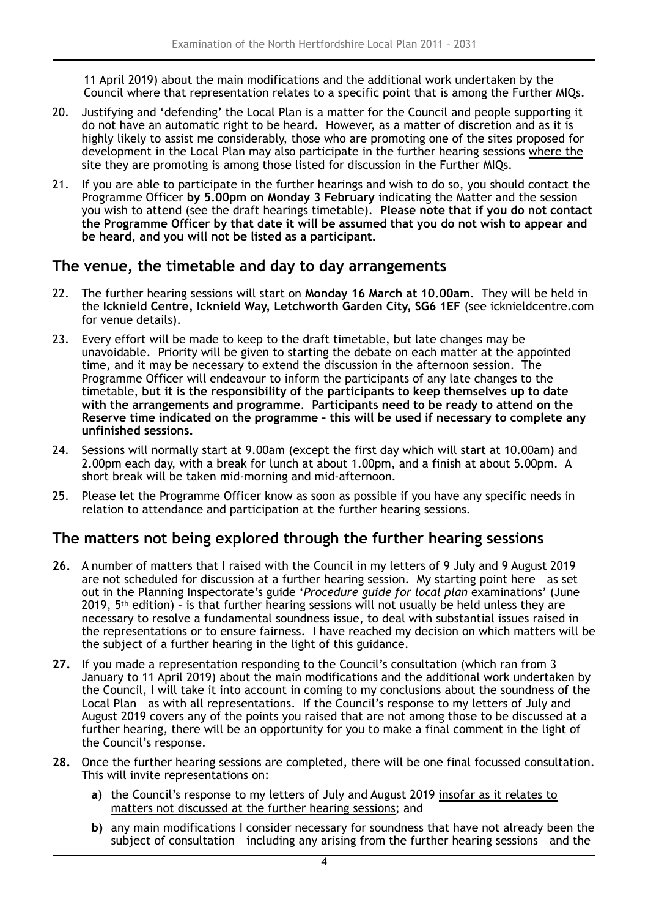11 April 2019) about the main modifications and the additional work undertaken by the Council <u>where that representation relates to a specific point that is among the Further MIQs</u>.

20. Justifying and 'defending' the Local Plan is a matter for the Council and people supporting it do not have an automatic right to be heard. However, as a matter of discretion and as it is highly likely to assist me considerably, those who are promoting one of the sites proposed for development in the Local Plan may also participate in the further hearing sessions <u>where the site they are promoting is among those listed for discussion in the Further MIQs.</u>

21. If you are able to participate in the further hearings and wish to do so, you should contact the Programme Officer **by 5.00pm on Monday 3 February** indicating the Matter and the session you wish to attend (see the draft hearings timetable). **Please note that if you do not contact the Programme Officer by that date it will be assumed that you do not wish to appear and be heard, and you will not be listed as a participant.**

## The venue, the timetable and day to day arrangements

22. The further hearing sessions will start on **Monday 16 March at 10.00am**. They will be held in the **Icknield Centre, Icknield Way, Letchworth Garden City, SG6 1EF** (see icknieldcentre.com for venue details).

23. Every effort will be made to keep to the draft timetable, but late changes may be unavoidable. Priority will be given to starting the debate on each matter at the appointed time, and it may be necessary to extend the discussion in the afternoon session. The Programme Officer will endeavour to inform the participants of any late changes to the timetable, **but it is the responsibility of the participants to keep themselves up to date with the arrangements and programme**. **Participants need to be ready to attend on the Reserve time indicated on the programme – this will be used if necessary to complete any unfinished sessions.**

24. Sessions will normally start at 9.00am (except the first day which will start at 10.00am) and 2.00pm each day, with a break for lunch at about 1.00pm, and a finish at about 5.00pm. A short break will be taken mid-morning and mid-afternoon.

25. Please let the Programme Officer know as soon as possible if you have any specific needs in relation to attendance and participation at the further hearing sessions.

## The matters not being explored through the further hearing sessions

**26.** A number of matters that I raised with the Council in my letters of 9 July and 9 August 2019 are not scheduled for discussion at a further hearing session. My starting point here – as set out in the Planning Inspectorate's guide '*Procedure guide for local plan* examinations' (June 2019, 5th edition) – is that further hearing sessions will not usually be held unless they are necessary to resolve a fundamental soundness issue, to deal with substantial issues raised in the representations or to ensure fairness. I have reached my decision on which matters will be the subject of a further hearing in the light of this guidance.

**27.** If you made a representation responding to the Council's consultation (which ran from 3 January to 11 April 2019) about the main modifications and the additional work undertaken by the Council, I will take it into account in coming to my conclusions about the soundness of the Local Plan – as with all representations. If the Council's response to my letters of July and August 2019 covers any of the points you raised that are not among those to be discussed at a further hearing, there will be an opportunity for you to make a final comment in the light of the Council's response.

**28.** Once the further hearing sessions are completed, there will be one final focussed consultation. This will invite representations on:

   **a)** the Council's response to my letters of July and August 2019 <u>insofar as it relates to matters not discussed at the further hearing sessions</u>; and

   **b)** any main modifications I consider necessary for soundness that have not already been the subject of consultation – including any arising from the further hearing sessions – and the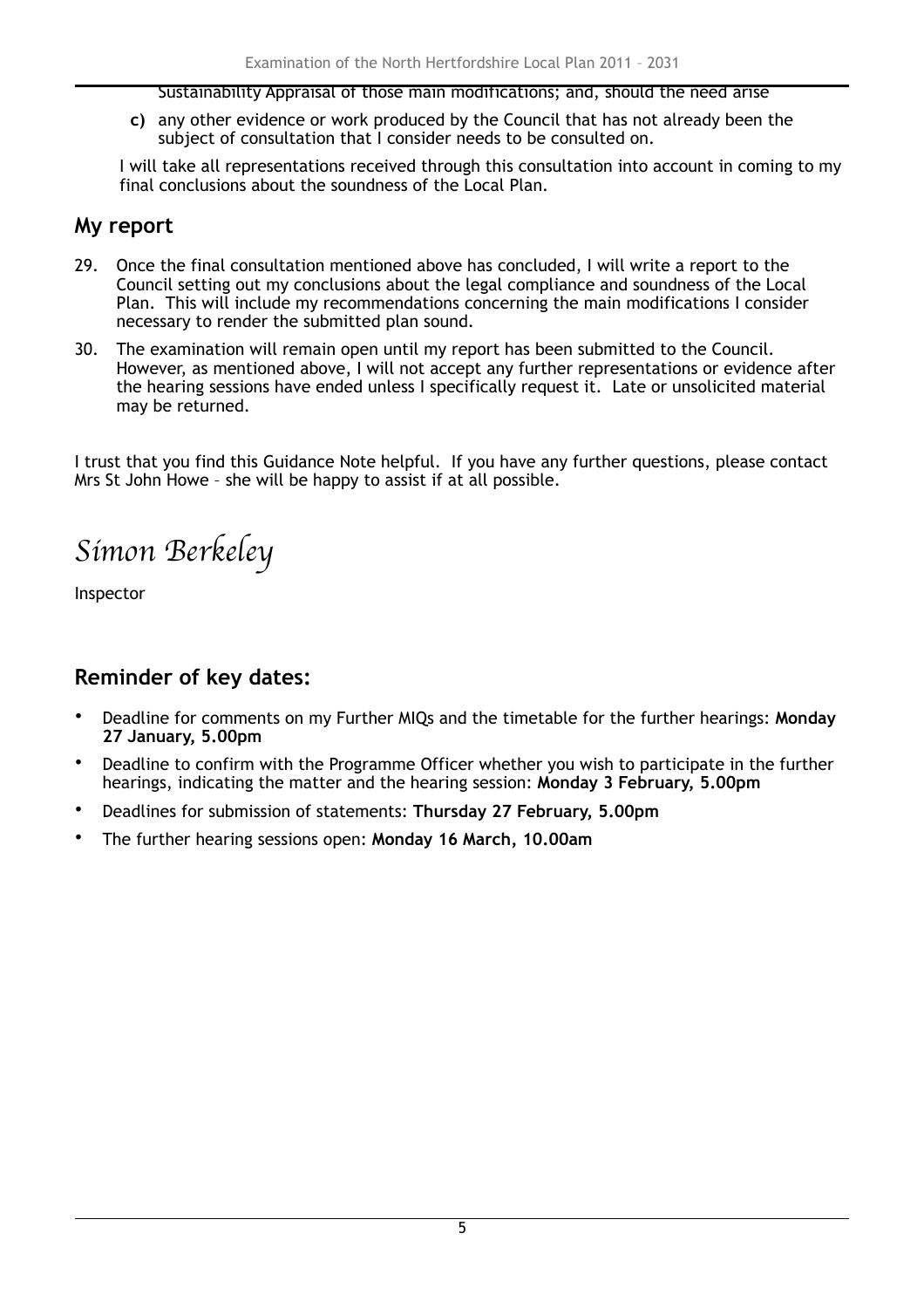Sustainability Appraisal of those main modifications; and, should the need arise

**c)** any other evidence or work produced by the Council that has not already been the subject of consultation that I consider needs to be consulted on.

I will take all representations received through this consultation into account in coming to my final conclusions about the soundness of the Local Plan.

## My report

29. Once the final consultation mentioned above has concluded, I will write a report to the Council setting out my conclusions about the legal compliance and soundness of the Local Plan. This will include my recommendations concerning the main modifications I consider necessary to render the submitted plan sound.

30. The examination will remain open until my report has been submitted to the Council. However, as mentioned above, I will not accept any further representations or evidence after the hearing sessions have ended unless I specifically request it. Late or unsolicited material may be returned.

I trust that you find this Guidance Note helpful. If you have any further questions, please contact Mrs St John Howe – she will be happy to assist if at all possible.

*Simon Berkeley*

Inspector

## Reminder of key dates:

- Deadline for comments on my Further MIQs and the timetable for the further hearings: **Monday 27 January, 5.00pm**
- Deadline to confirm with the Programme Officer whether you wish to participate in the further hearings, indicating the matter and the hearing session: **Monday 3 February, 5.00pm**
- Deadlines for submission of statements: **Thursday 27 February, 5.00pm**
- The further hearing sessions open: **Monday 16 March, 10.00am**